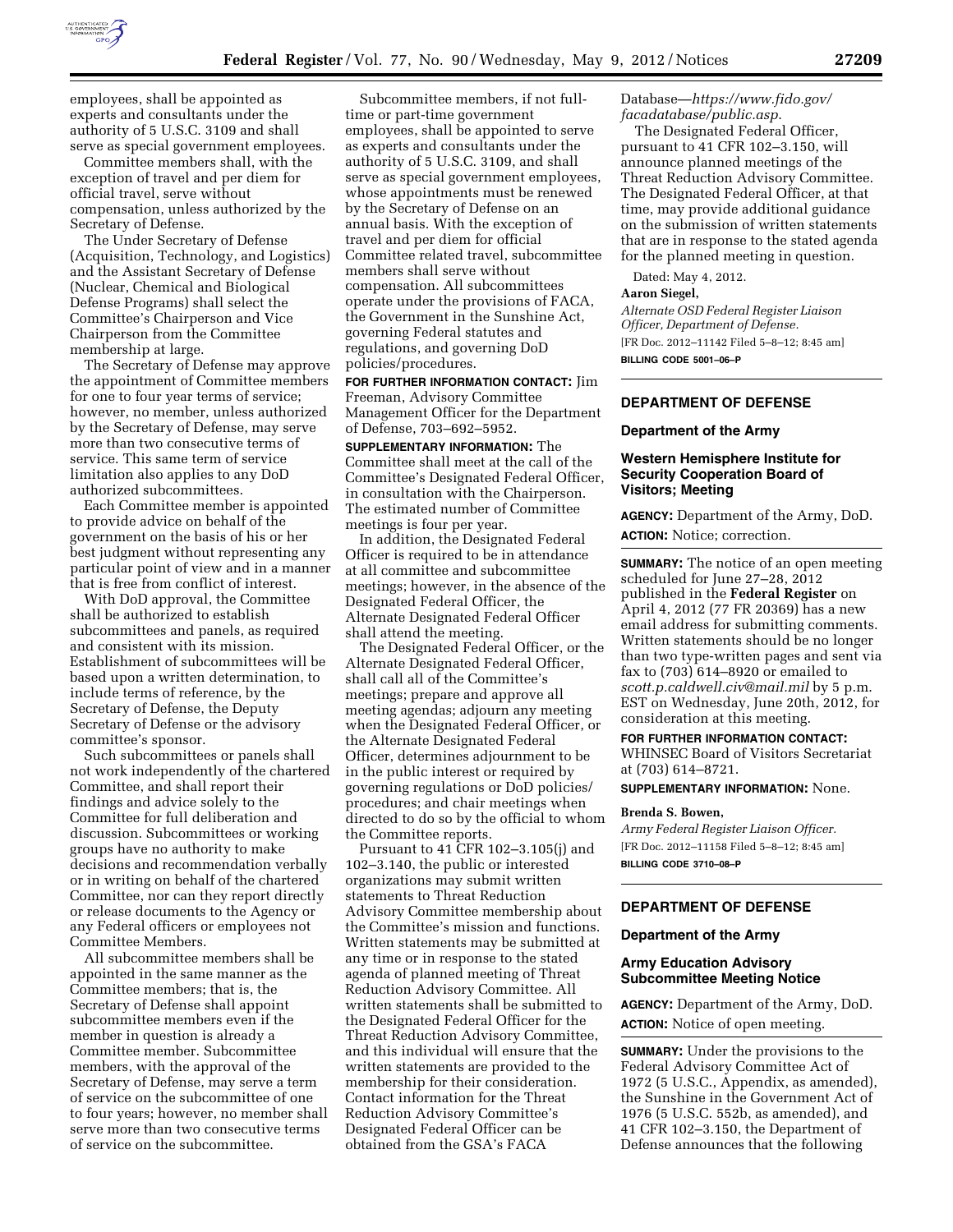employees, shall be appointed as experts and consultants under the authority of 5 U.S.C. 3109 and shall serve as special government employees.

Committee members shall, with the exception of travel and per diem for official travel, serve without compensation, unless authorized by the Secretary of Defense.

The Under Secretary of Defense (Acquisition, Technology, and Logistics) and the Assistant Secretary of Defense (Nuclear, Chemical and Biological Defense Programs) shall select the Committee's Chairperson and Vice Chairperson from the Committee membership at large.

The Secretary of Defense may approve the appointment of Committee members for one to four year terms of service; however, no member, unless authorized by the Secretary of Defense, may serve more than two consecutive terms of service. This same term of service limitation also applies to any DoD authorized subcommittees.

Each Committee member is appointed to provide advice on behalf of the government on the basis of his or her best judgment without representing any particular point of view and in a manner that is free from conflict of interest.

With DoD approval, the Committee shall be authorized to establish subcommittees and panels, as required and consistent with its mission. Establishment of subcommittees will be based upon a written determination, to include terms of reference, by the Secretary of Defense, the Deputy Secretary of Defense or the advisory committee's sponsor.

Such subcommittees or panels shall not work independently of the chartered Committee, and shall report their findings and advice solely to the Committee for full deliberation and discussion. Subcommittees or working groups have no authority to make decisions and recommendation verbally or in writing on behalf of the chartered Committee, nor can they report directly or release documents to the Agency or any Federal officers or employees not Committee Members.

All subcommittee members shall be appointed in the same manner as the Committee members; that is, the Secretary of Defense shall appoint subcommittee members even if the member in question is already a Committee member. Subcommittee members, with the approval of the Secretary of Defense, may serve a term of service on the subcommittee of one to four years; however, no member shall serve more than two consecutive terms of service on the subcommittee.

Subcommittee members, if not full-time or part-time government employees, shall be appointed to serve as experts and consultants under the authority of 5 U.S.C. 3109, and shall serve as special government employees, whose appointments must be renewed by the Secretary of Defense on an annual basis. With the exception of travel and per diem for official Committee related travel, subcommittee members shall serve without compensation. All subcommittees operate under the provisions of FACA, the Government in the Sunshine Act, governing Federal statutes and regulations, and governing DoD policies/procedures.

**FOR FURTHER INFORMATION CONTACT:** Jim Freeman, Advisory Committee Management Officer for the Department of Defense, 703–692–5952.

**SUPPLEMENTARY INFORMATION:** The Committee shall meet at the call of the Committee's Designated Federal Officer, in consultation with the Chairperson. The estimated number of Committee meetings is four per year.

In addition, the Designated Federal Officer is required to be in attendance at all committee and subcommittee meetings; however, in the absence of the Designated Federal Officer, the Alternate Designated Federal Officer shall attend the meeting.

The Designated Federal Officer, or the Alternate Designated Federal Officer, shall call all of the Committee's meetings; prepare and approve all meeting agendas; adjourn any meeting when the Designated Federal Officer, or the Alternate Designated Federal Officer, determines adjournment to be in the public interest or required by governing regulations or DoD policies/procedures; and chair meetings when directed to do so by the official to whom the Committee reports.

Pursuant to 41 CFR 102–3.105(j) and 102–3.140, the public or interested organizations may submit written statements to Threat Reduction Advisory Committee membership about the Committee's mission and functions. Written statements may be submitted at any time or in response to the stated agenda of planned meeting of Threat Reduction Advisory Committee. All written statements shall be submitted to the Designated Federal Officer for the Threat Reduction Advisory Committee, and this individual will ensure that the written statements are provided to the membership for their consideration. Contact information for the Threat Reduction Advisory Committee's Designated Federal Officer can be obtained from the GSA's FACA Database—*https://www.fido.gov/facadatabase/public.asp.*

The Designated Federal Officer, pursuant to 41 CFR 102–3.150, will announce planned meetings of the Threat Reduction Advisory Committee. The Designated Federal Officer, at that time, may provide additional guidance on the submission of written statements that are in response to the stated agenda for the planned meeting in question.

Dated: May 4, 2012.

**Aaron Siegel,**

*Alternate OSD Federal Register Liaison Officer, Department of Defense.*

[FR Doc. 2012–11142 Filed 5–8–12; 8:45 am]

**BILLING CODE 5001–06–P**

---

## DEPARTMENT OF DEFENSE

### Department of the Army

### Western Hemisphere Institute for Security Cooperation Board of Visitors; Meeting

**AGENCY:** Department of the Army, DoD.

**ACTION:** Notice; correction.

**SUMMARY:** The notice of an open meeting scheduled for June 27–28, 2012 published in the **Federal Register** on April 4, 2012 (77 FR 20369) has a new email address for submitting comments. Written statements should be no longer than two type-written pages and sent via fax to (703) 614–8920 or emailed to *scott.p.caldwell.civ@mail.mil* by 5 p.m. EST on Wednesday, June 20th, 2012, for consideration at this meeting.

**FOR FURTHER INFORMATION CONTACT:** WHINSEC Board of Visitors Secretariat at (703) 614–8721.

**SUPPLEMENTARY INFORMATION:** None.

**Brenda S. Bowen,**

*Army Federal Register Liaison Officer.*

[FR Doc. 2012–11158 Filed 5–8–12; 8:45 am]

**BILLING CODE 3710–08–P**

---

## DEPARTMENT OF DEFENSE

### Department of the Army

### Army Education Advisory Subcommittee Meeting Notice

**AGENCY:** Department of the Army, DoD.

**ACTION:** Notice of open meeting.

**SUMMARY:** Under the provisions to the Federal Advisory Committee Act of 1972 (5 U.S.C., Appendix, as amended), the Sunshine in the Government Act of 1976 (5 U.S.C. 552b, as amended), and 41 CFR 102–3.150, the Department of Defense announces that the following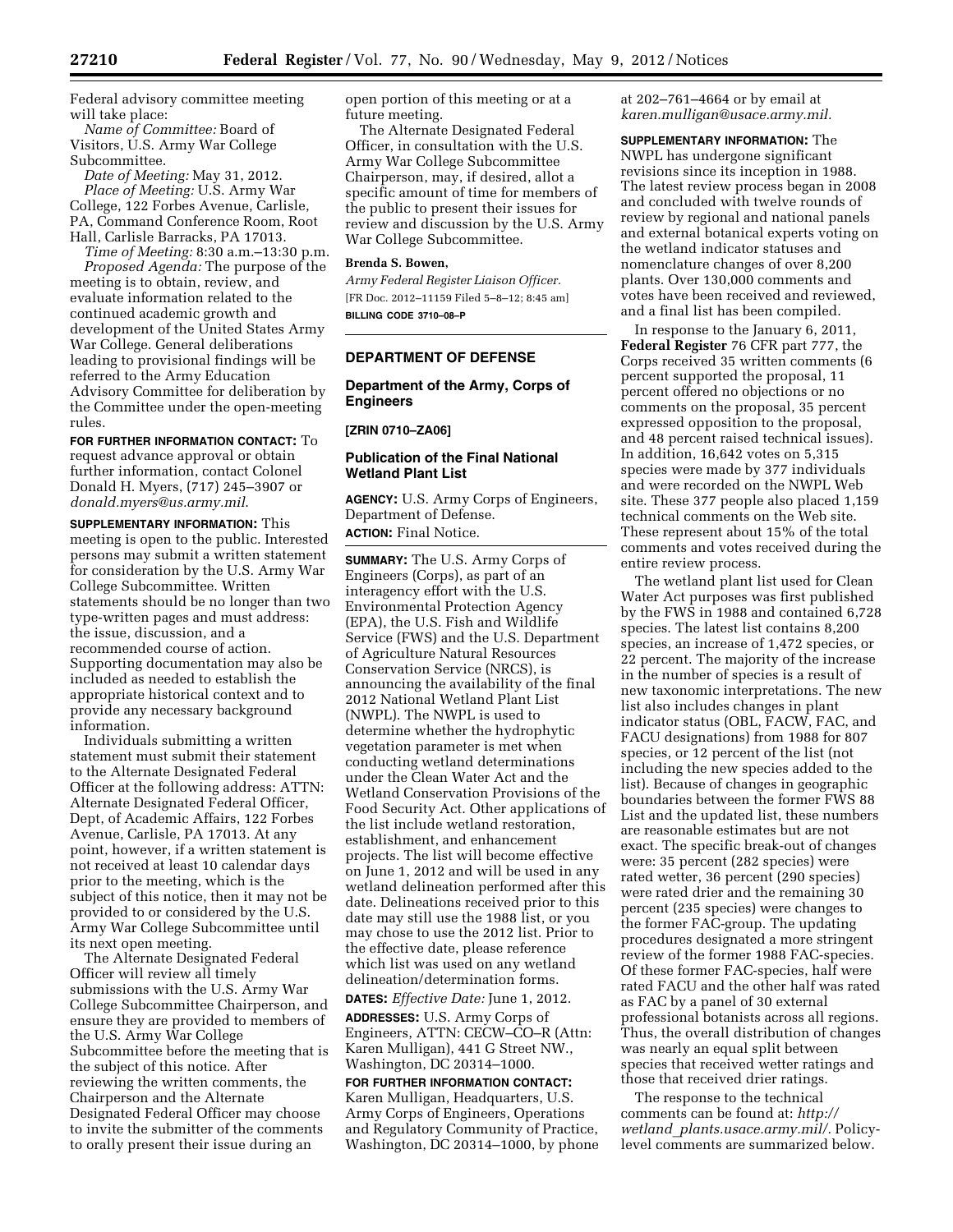Federal advisory committee meeting will take place:

*Name of Committee:* Board of Visitors, U.S. Army War College Subcommittee.

*Date of Meeting:* May 31, 2012.

*Place of Meeting:* U.S. Army War College, 122 Forbes Avenue, Carlisle, PA, Command Conference Room, Root Hall, Carlisle Barracks, PA 17013.

*Time of Meeting:* 8:30 a.m.–13:30 p.m.

*Proposed Agenda:* The purpose of the meeting is to obtain, review, and evaluate information related to the continued academic growth and development of the United States Army War College. General deliberations leading to provisional findings will be referred to the Army Education Advisory Committee for deliberation by the Committee under the open-meeting rules.

**FOR FURTHER INFORMATION CONTACT:** To request advance approval or obtain further information, contact Colonel Donald H. Myers, (717) 245–3907 or *donald.myers@us.army.mil*.

**SUPPLEMENTARY INFORMATION:** This meeting is open to the public. Interested persons may submit a written statement for consideration by the U.S. Army War College Subcommittee. Written statements should be no longer than two type-written pages and must address: the issue, discussion, and a recommended course of action. Supporting documentation may also be included as needed to establish the appropriate historical context and to provide any necessary background information.

Individuals submitting a written statement must submit their statement to the Alternate Designated Federal Officer at the following address: ATTN: Alternate Designated Federal Officer, Dept, of Academic Affairs, 122 Forbes Avenue, Carlisle, PA 17013. At any point, however, if a written statement is not received at least 10 calendar days prior to the meeting, which is the subject of this notice, then it may not be provided to or considered by the U.S. Army War College Subcommittee until its next open meeting.

The Alternate Designated Federal Officer will review all timely submissions with the U.S. Army War College Subcommittee Chairperson, and ensure they are provided to members of the U.S. Army War College Subcommittee before the meeting that is the subject of this notice. After reviewing the written comments, the Chairperson and the Alternate Designated Federal Officer may choose to invite the submitter of the comments to orally present their issue during an open portion of this meeting or at a future meeting.

The Alternate Designated Federal Officer, in consultation with the U.S. Army War College Subcommittee Chairperson, may, if desired, allot a specific amount of time for members of the public to present their issues for review and discussion by the U.S. Army War College Subcommittee.

**Brenda S. Bowen,**

*Army Federal Register Liaison Officer.*

[FR Doc. 2012–11159 Filed 5–8–12; 8:45 am]

**BILLING CODE 3710–08–P**

## DEPARTMENT OF DEFENSE

### Department of the Army, Corps of Engineers

**[ZRIN 0710–ZA06]**

### Publication of the Final National Wetland Plant List

**AGENCY:** U.S. Army Corps of Engineers, Department of Defense.

**ACTION:** Final Notice.

**SUMMARY:** The U.S. Army Corps of Engineers (Corps), as part of an interagency effort with the U.S. Environmental Protection Agency (EPA), the U.S. Fish and Wildlife Service (FWS) and the U.S. Department of Agriculture Natural Resources Conservation Service (NRCS), is announcing the availability of the final 2012 National Wetland Plant List (NWPL). The NWPL is used to determine whether the hydrophytic vegetation parameter is met when conducting wetland determinations under the Clean Water Act and the Wetland Conservation Provisions of the Food Security Act. Other applications of the list include wetland restoration, establishment, and enhancement projects. The list will become effective on June 1, 2012 and will be used in any wetland delineation performed after this date. Delineations received prior to this date may still use the 1988 list, or you may chose to use the 2012 list. Prior to the effective date, please reference which list was used on any wetland delineation/determination forms.

**DATES:** *Effective Date:* June 1, 2012.

**ADDRESSES:** U.S. Army Corps of Engineers, ATTN: CECW–CO–R (Attn: Karen Mulligan), 441 G Street NW., Washington, DC 20314–1000.

**FOR FURTHER INFORMATION CONTACT:** Karen Mulligan, Headquarters, U.S. Army Corps of Engineers, Operations and Regulatory Community of Practice, Washington, DC 20314–1000, by phone at 202–761–4664 or by email at *karen.mulligan@usace.army.mil.*

**SUPPLEMENTARY INFORMATION:** The NWPL has undergone significant revisions since its inception in 1988. The latest review process began in 2008 and concluded with twelve rounds of review by regional and national panels and external botanical experts voting on the wetland indicator statuses and nomenclature changes of over 8,200 plants. Over 130,000 comments and votes have been received and reviewed, and a final list has been compiled.

In response to the January 6, 2011, **Federal Register** 76 CFR part 777, the Corps received 35 written comments (6 percent supported the proposal, 11 percent offered no objections or no comments on the proposal, 35 percent expressed opposition to the proposal, and 48 percent raised technical issues). In addition, 16,642 votes on 5,315 species were made by 377 individuals and were recorded on the NWPL Web site. These 377 people also placed 1,159 technical comments on the Web site. These represent about 15% of the total comments and votes received during the entire review process.

The wetland plant list used for Clean Water Act purposes was first published by the FWS in 1988 and contained 6,728 species. The latest list contains 8,200 species, an increase of 1,472 species, or 22 percent. The majority of the increase in the number of species is a result of new taxonomic interpretations. The new list also includes changes in plant indicator status (OBL, FACW, FAC, and FACU designations) from 1988 for 807 species, or 12 percent of the list (not including the new species added to the list). Because of changes in geographic boundaries between the former FWS 88 List and the updated list, these numbers are reasonable estimates but are not exact. The specific break-out of changes were: 35 percent (282 species) were rated wetter, 36 percent (290 species) were rated drier and the remaining 30 percent (235 species) were changes to the former FAC-group. The updating procedures designated a more stringent review of the former 1988 FAC-species. Of these former FAC-species, half were rated FACU and the other half was rated as FAC by a panel of 30 external professional botanists across all regions. Thus, the overall distribution of changes was nearly an equal split between species that received wetter ratings and those that received drier ratings.

The response to the technical comments can be found at: *http://wetland_plants.usace.army.mil/.* Policy-level comments are summarized below.